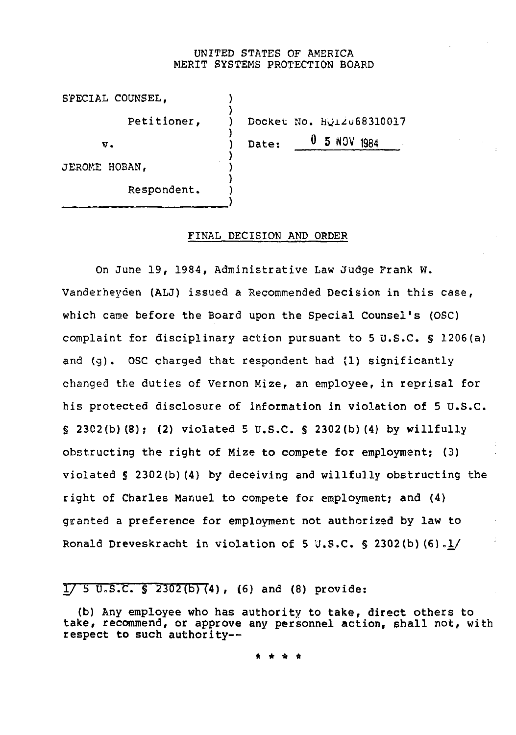UNITED STATES OF AMERICA
MERIT SYSTEMS PROTECTION BOARD

| | |
|---|---|
| SPECIAL COUNSEL, Petitioner, | Docket No. HQ12068310017 |
| v. | Date: 05 NOV 1984 |
| JEROME HOBAN, Respondent. | |

## FINAL DECISION AND ORDER

On June 19, 1984, Administrative Law Judge Frank W. Vanderheyden (ALJ) issued a Recommended Decision in this case, which came before the Board upon the Special Counsel's (OSC) complaint for disciplinary action pursuant to 5 U.S.C. § 1206(a) and (g). OSC charged that respondent had (1) significantly changed the duties of Vernon Mize, an employee, in reprisal for his protected disclosure of information in violation of 5 U.S.C. § 2302(b)(8); (2) violated 5 U.S.C. § 2302(b)(4) by willfully obstructing the right of Mize to compete for employment; (3) violated § 2302(b)(4) by deceiving and willfully obstructing the right of Charles Manuel to compete for employment; and (4) granted a preference for employment not authorized by law to Ronald Dreveskracht in violation of 5 U.S.C. § 2302(b)(6).1/

1/ 5 U.S.C. § 2302(b)(4), (6) and (8) provide:

(b) Any employee who has authority to take, direct others to take, recommend, or approve any personnel action, shall not, with respect to such authority--

* * * *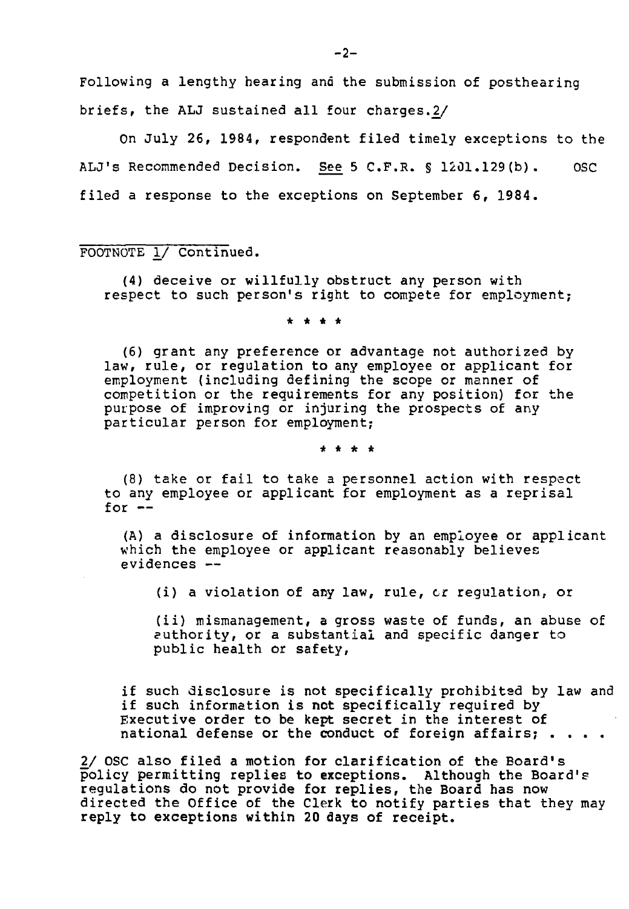Following a lengthy hearing and the submission of posthearing briefs, the ALJ sustained all four charges.2/

On July 26, 1984, respondent filed timely exceptions to the ALJ's Recommended Decision. See 5 C.F.R. § 1201.129(b). OSC filed a response to the exceptions on September 6, 1984.

---

FOOTNOTE 1/ Continued.

(4) deceive or willfully obstruct any person with respect to such person's right to compete for employment;

\* \* \* \*

(6) grant any preference or advantage not authorized by law, rule, or regulation to any employee or applicant for employment (including defining the scope or manner of competition or the requirements for any position) for the purpose of improving or injuring the prospects of any particular person for employment;

\* \* \* \*

(8) take or fail to take a personnel action with respect to any employee or applicant for employment as a reprisal for --

(A) a disclosure of information by an employee or applicant which the employee or applicant reasonably believes evidences --

(i) a violation of any law, rule, or regulation, or

(ii) mismanagement, a gross waste of funds, an abuse of authority, or a substantial and specific danger to public health or safety,

if such disclosure is not specifically prohibited by law and if such information is not specifically required by Executive order to be kept secret in the interest of national defense or the conduct of foreign affairs; . . . .

2/ OSC also filed a motion for clarification of the Board's policy permitting replies to exceptions. Although the Board's regulations do not provide for replies, the Board has now directed the Office of the Clerk to notify parties that they may reply to exceptions within 20 days of receipt.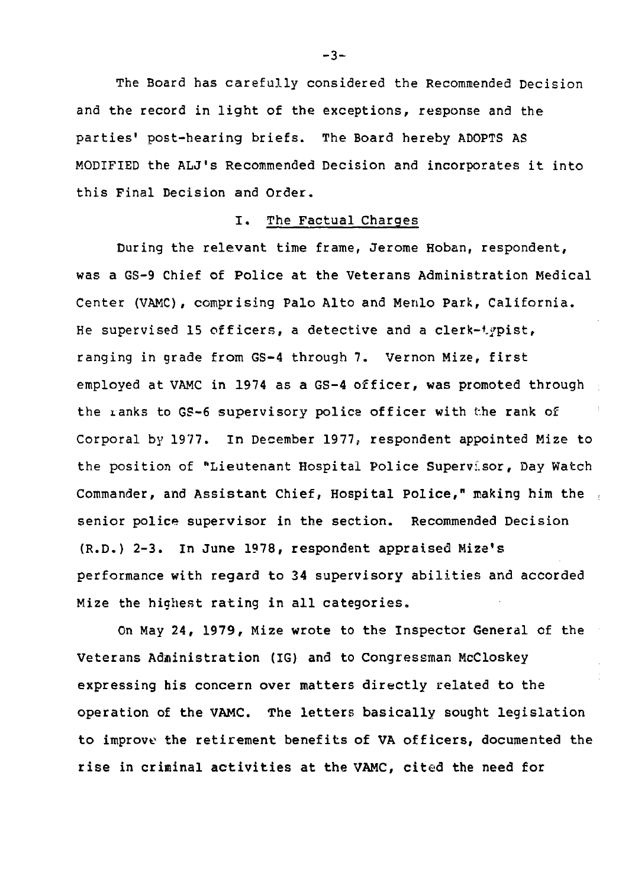The Board has carefully considered the Recommended Decision and the record in light of the exceptions, response and the parties' post-hearing briefs. The Board hereby ADOPTS AS MODIFIED the ALJ's Recommended Decision and incorporates it into this Final Decision and Order.

## I. The Factual Charges

During the relevant time frame, Jerome Hoban, respondent, was a GS-9 Chief of Police at the Veterans Administration Medical Center (VAMC), comprising Palo Alto and Menlo Park, California. He supervised 15 officers, a detective and a clerk-typist, ranging in grade from GS-4 through 7. Vernon Mize, first employed at VAMC in 1974 as a GS-4 officer, was promoted through the ranks to GS-6 supervisory police officer with the rank of Corporal by 1977. In December 1977, respondent appointed Mize to the position of "Lieutenant Hospital Police Supervisor, Day Watch Commander, and Assistant Chief, Hospital Police," making him the senior police supervisor in the section. Recommended Decision (R.D.) 2-3. In June 1978, respondent appraised Mize's performance with regard to 34 supervisory abilities and accorded Mize the highest rating in all categories.

On May 24, 1979, Mize wrote to the Inspector General of the Veterans Administration (IG) and to Congressman McCloskey expressing his concern over matters directly related to the operation of the VAMC. The letters basically sought legislation to improve the retirement benefits of VA officers, documented the rise in criminal activities at the VAMC, cited the need for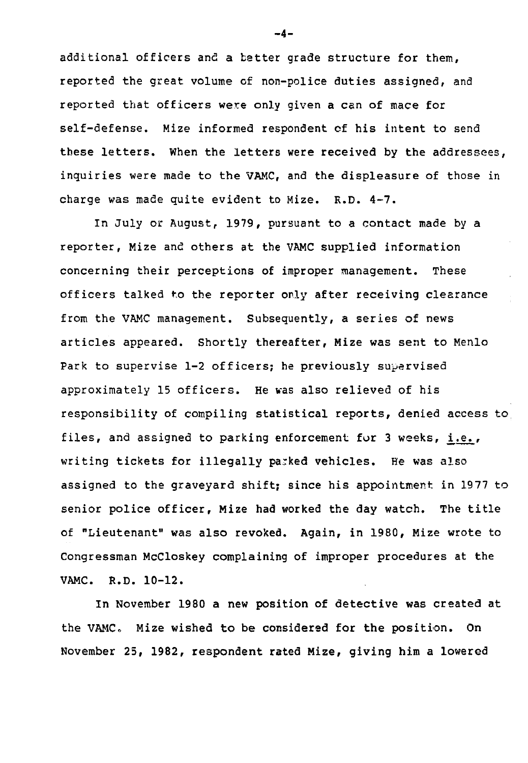additional officers and a better grade structure for them, reported the great volume of non-police duties assigned, and reported that officers were only given a can of mace for self-defense. Mize informed respondent of his intent to send these letters. When the letters were received by the addressees, inquiries were made to the VAMC, and the displeasure of those in charge was made quite evident to Mize. R.D. 4-7.

In July or August, 1979, pursuant to a contact made by a reporter, Mize and others at the VAMC supplied information concerning their perceptions of improper management. These officers talked to the reporter only after receiving clearance from the VAMC management. Subsequently, a series of news articles appeared. Shortly thereafter, Mize was sent to Menlo Park to supervise 1-2 officers; he previously supervised approximately 15 officers. He was also relieved of his responsibility of compiling statistical reports, denied access to files, and assigned to parking enforcement for 3 weeks, i.e., writing tickets for illegally parked vehicles. He was also assigned to the graveyard shift; since his appointment in 1977 to senior police officer, Mize had worked the day watch. The title of "Lieutenant" was also revoked. Again, in 1980, Mize wrote to Congressman McCloskey complaining of improper procedures at the VAMC. R.D. 10-12.

In November 1980 a new position of detective was created at the VAMC. Mize wished to be considered for the position. On November 25, 1982, respondent rated Mize, giving him a lowered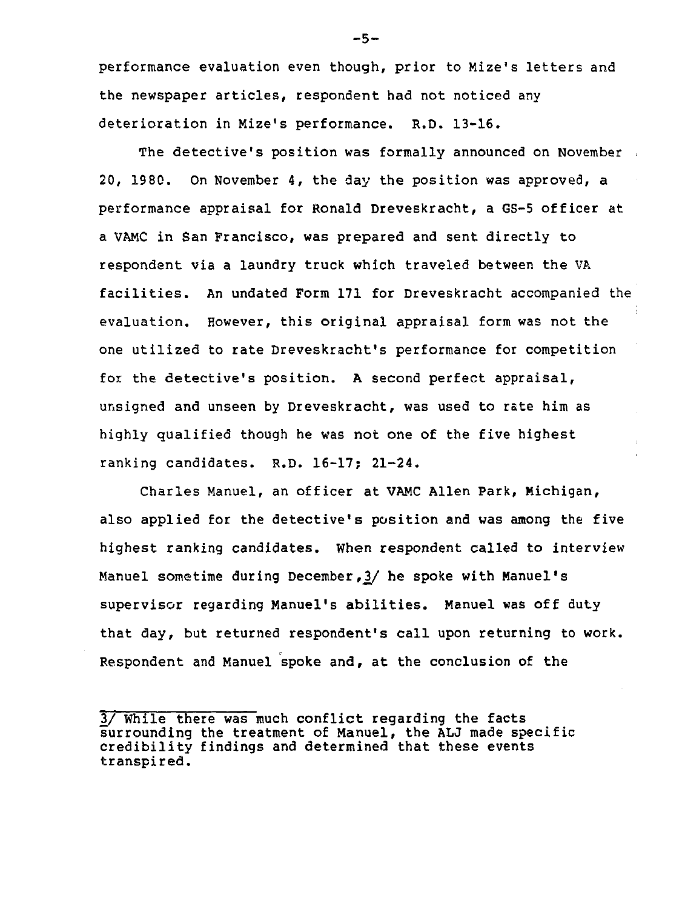performance evaluation even though, prior to Mize's letters and the newspaper articles, respondent had not noticed any deterioration in Mize's performance. R.D. 13-16.

The detective's position was formally announced on November 20, 1980. On November 4, the day the position was approved, a performance appraisal for Ronald Dreveskracht, a GS-5 officer at a VAMC in San Francisco, was prepared and sent directly to respondent via a laundry truck which traveled between the VA facilities. An undated Form 171 for Dreveskracht accompanied the evaluation. However, this original appraisal form was not the one utilized to rate Dreveskracht's performance for competition for the detective's position. A second perfect appraisal, unsigned and unseen by Dreveskracht, was used to rate him as highly qualified though he was not one of the five highest ranking candidates. R.D. 16-17; 21-24.

Charles Manuel, an officer at VAMC Allen Park, Michigan, also applied for the detective's position and was among the five highest ranking candidates. When respondent called to interview Manuel sometime during December,[3] he spoke with Manuel's supervisor regarding Manuel's abilities. Manuel was off duty that day, but returned respondent's call upon returning to work. Respondent and Manuel spoke and, at the conclusion of the

---

[3] While there was much conflict regarding the facts surrounding the treatment of Manuel, the ALJ made specific credibility findings and determined that these events transpired.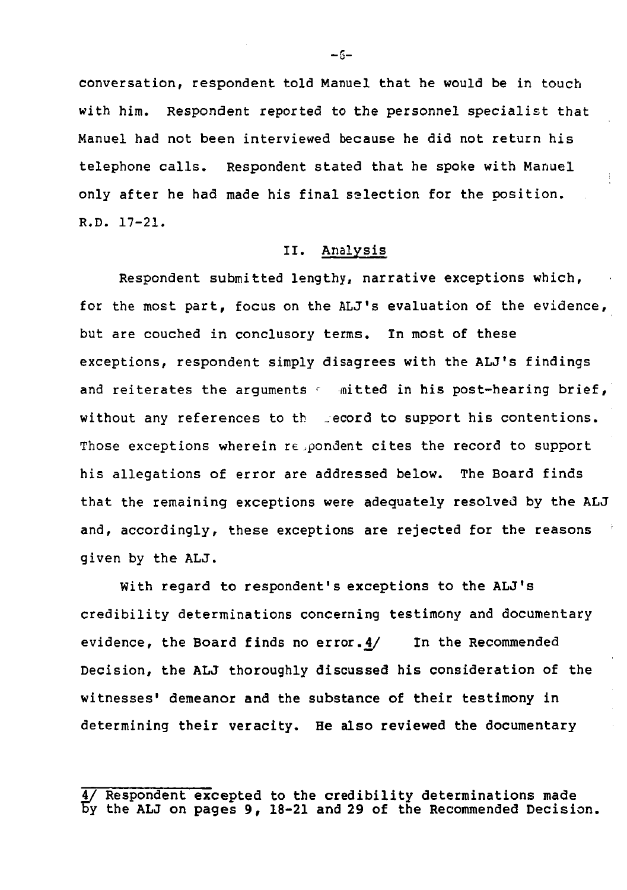conversation, respondent told Manuel that he would be in touch with him. Respondent reported to the personnel specialist that Manuel had not been interviewed because he did not return his telephone calls. Respondent stated that he spoke with Manuel only after he had made his final selection for the position. R.D. 17-21.

## II. Analysis

Respondent submitted lengthy, narrative exceptions which, for the most part, focus on the ALJ's evaluation of the evidence, but are couched in conclusory terms. In most of these exceptions, respondent simply disagrees with the ALJ's findings and reiterates the arguments submitted in his post-hearing brief, without any references to the record to support his contentions. Those exceptions wherein respondent cites the record to support his allegations of error are addressed below. The Board finds that the remaining exceptions were adequately resolved by the ALJ and, accordingly, these exceptions are rejected for the reasons given by the ALJ.

With regard to respondent's exceptions to the ALJ's credibility determinations concerning testimony and documentary evidence, the Board finds no error.4/ In the Recommended Decision, the ALJ thoroughly discussed his consideration of the witnesses' demeanor and the substance of their testimony in determining their veracity. He also reviewed the documentary

---

4/ Respondent excepted to the credibility determinations made by the ALJ on pages 9, 18-21 and 29 of the Recommended Decision.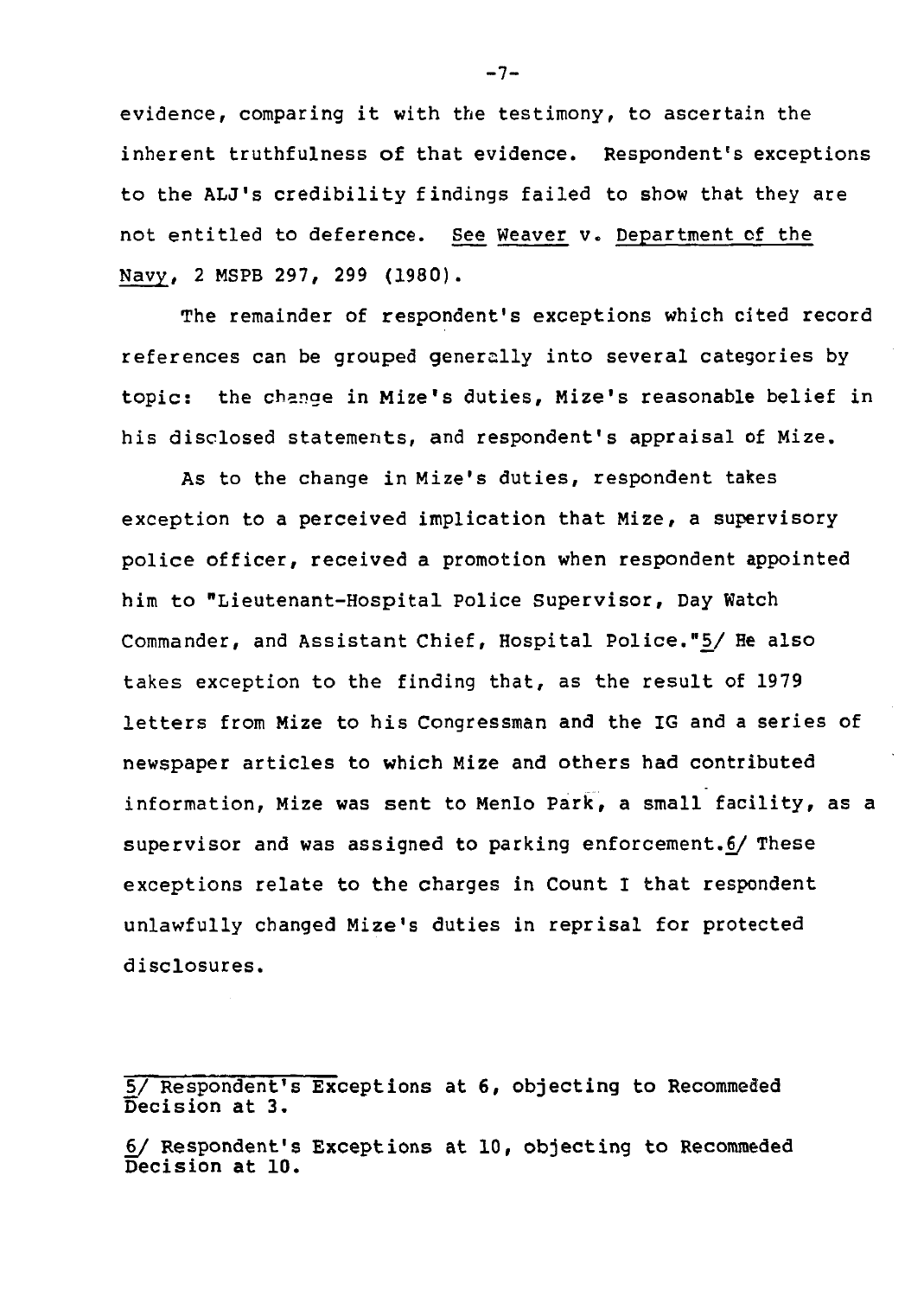evidence, comparing it with the testimony, to ascertain the inherent truthfulness of that evidence. Respondent's exceptions to the ALJ's credibility findings failed to show that they are not entitled to deference. See Weaver v. Department of the Navy, 2 MSPB 297, 299 (1980).

The remainder of respondent's exceptions which cited record references can be grouped generally into several categories by topic: the change in Mize's duties, Mize's reasonable belief in his disclosed statements, and respondent's appraisal of Mize.

As to the change in Mize's duties, respondent takes exception to a perceived implication that Mize, a supervisory police officer, received a promotion when respondent appointed him to "Lieutenant-Hospital Police Supervisor, Day Watch Commander, and Assistant Chief, Hospital Police."5/ He also takes exception to the finding that, as the result of 1979 letters from Mize to his Congressman and the IG and a series of newspaper articles to which Mize and others had contributed information, Mize was sent to Menlo Park, a small facility, as a supervisor and was assigned to parking enforcement.6/ These exceptions relate to the charges in Count I that respondent unlawfully changed Mize's duties in reprisal for protected disclosures.

---

5/ Respondent's Exceptions at 6, objecting to Recommeded Decision at 3.

6/ Respondent's Exceptions at 10, objecting to Recommeded Decision at 10.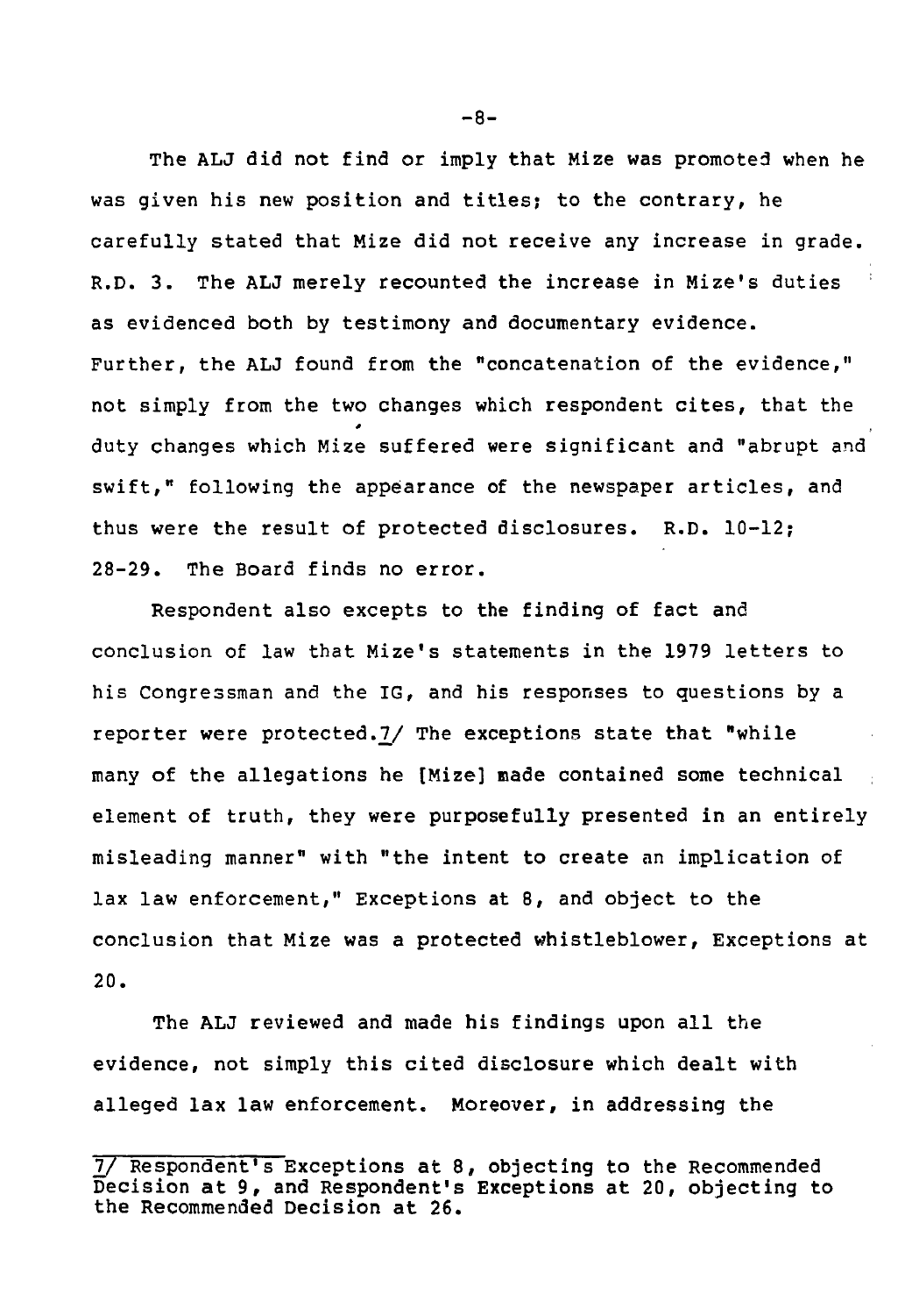The ALJ did not find or imply that Mize was promoted when he was given his new position and titles; to the contrary, he carefully stated that Mize did not receive any increase in grade. R.D. 3. The ALJ merely recounted the increase in Mize's duties as evidenced both by testimony and documentary evidence. Further, the ALJ found from the "concatenation of the evidence," not simply from the two changes which respondent cites, that the duty changes which Mize suffered were significant and "abrupt and swift," following the appearance of the newspaper articles, and thus were the result of protected disclosures. R.D. 10-12; 28-29. The Board finds no error.

Respondent also excepts to the finding of fact and conclusion of law that Mize's statements in the 1979 letters to his Congressman and the IG, and his responses to questions by a reporter were protected.7/ The exceptions state that "while many of the allegations he [Mize] made contained some technical element of truth, they were purposefully presented in an entirely misleading manner" with "the intent to create an implication of lax law enforcement," Exceptions at 8, and object to the conclusion that Mize was a protected whistleblower, Exceptions at 20.

The ALJ reviewed and made his findings upon all the evidence, not simply this cited disclosure which dealt with alleged lax law enforcement. Moreover, in addressing the

7/ Respondent's Exceptions at 8, objecting to the Recommended Decision at 9, and Respondent's Exceptions at 20, objecting to the Recommended Decision at 26.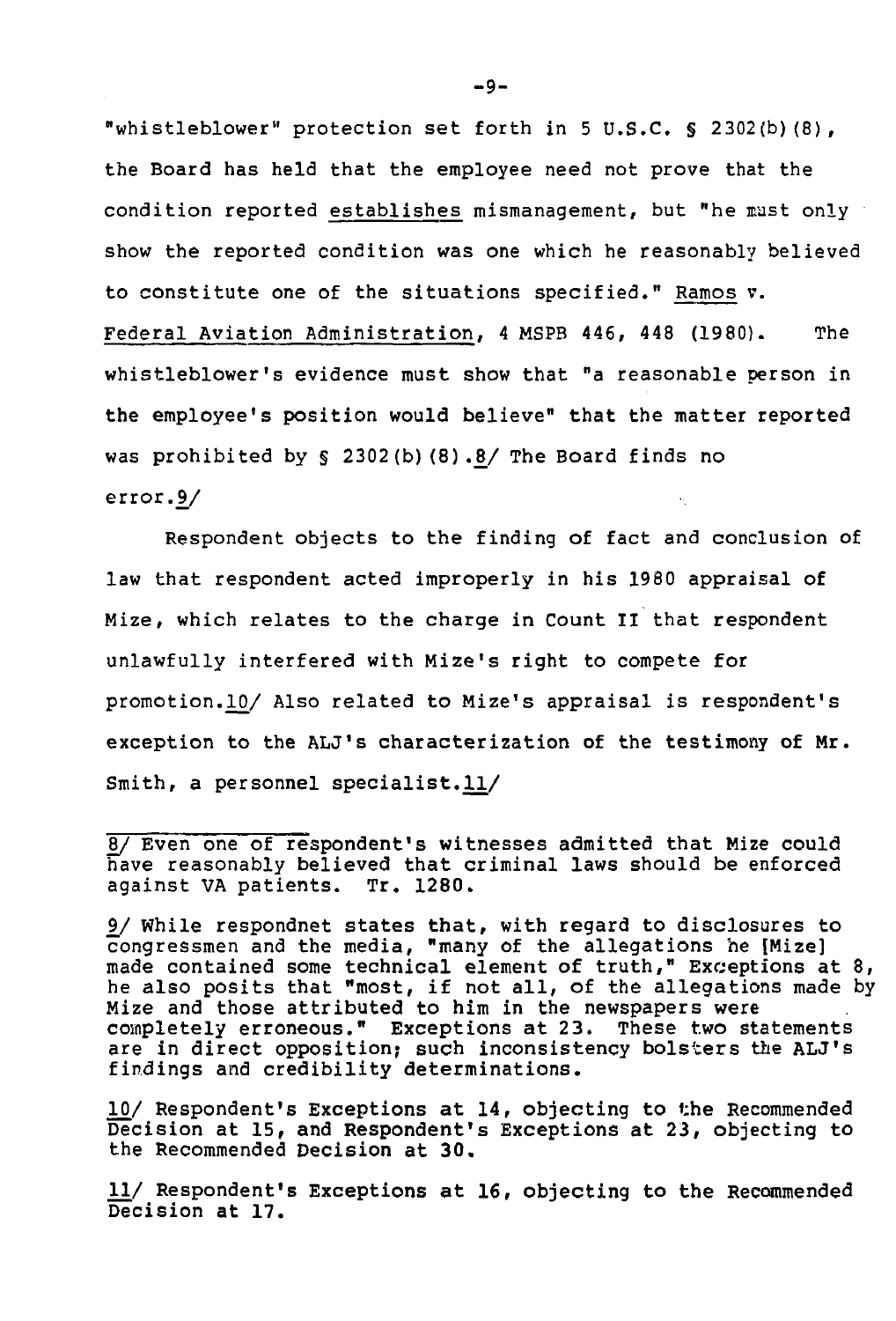"whistleblower" protection set forth in 5 U.S.C. § 2302(b)(8), the Board has held that the employee need not prove that the condition reported establishes mismanagement, but "he must only show the reported condition was one which he reasonably believed to constitute one of the situations specified." Ramos v. Federal Aviation Administration, 4 MSPB 446, 448 (1980). The whistleblower's evidence must show that "a reasonable person in the employee's position would believe" that the matter reported was prohibited by § 2302(b)(8).8/ The Board finds no error.9/

Respondent objects to the finding of fact and conclusion of law that respondent acted improperly in his 1980 appraisal of Mize, which relates to the charge in Count II that respondent unlawfully interfered with Mize's right to compete for promotion.10/ Also related to Mize's appraisal is respondent's exception to the ALJ's characterization of the testimony of Mr. Smith, a personnel specialist.11/

---

8/ Even one of respondent's witnesses admitted that Mize could have reasonably believed that criminal laws should be enforced against VA patients. Tr. 1280.

9/ While respondnet states that, with regard to disclosures to congressmen and the media, "many of the allegations he [Mize] made contained some technical element of truth," Exceptions at 8, he also posits that "most, if not all, of the allegations made by Mize and those attributed to him in the newspapers were completely erroneous." Exceptions at 23. These two statements are in direct opposition; such inconsistency bolsters the ALJ's findings and credibility determinations.

10/ Respondent's Exceptions at 14, objecting to the Recommended Decision at 15, and Respondent's Exceptions at 23, objecting to the Recommended Decision at 30.

11/ Respondent's Exceptions at 16, objecting to the Recommended Decision at 17.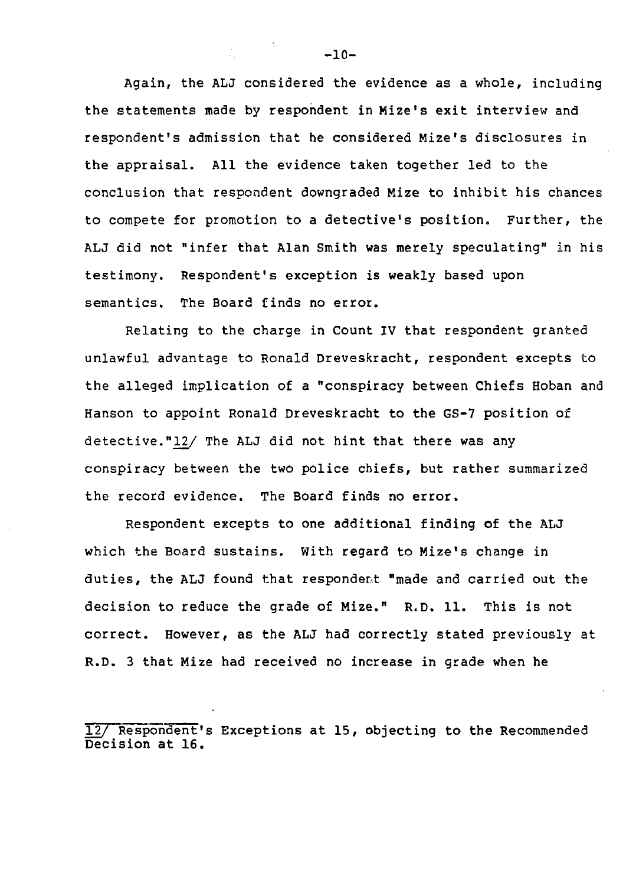Again, the ALJ considered the evidence as a whole, including the statements made by respondent in Mize's exit interview and respondent's admission that he considered Mize's disclosures in the appraisal. All the evidence taken together led to the conclusion that respondent downgraded Mize to inhibit his chances to compete for promotion to a detective's position. Further, the ALJ did not "infer that Alan Smith was merely speculating" in his testimony. Respondent's exception is weakly based upon semantics. The Board finds no error.

Relating to the charge in Count IV that respondent granted unlawful advantage to Ronald Dreveskracht, respondent excepts to the alleged implication of a "conspiracy between Chiefs Hoban and Hanson to appoint Ronald Dreveskracht to the GS-7 position of detective."12/ The ALJ did not hint that there was any conspiracy between the two police chiefs, but rather summarized the record evidence. The Board finds no error.

Respondent excepts to one additional finding of the ALJ which the Board sustains. With regard to Mize's change in duties, the ALJ found that respondent "made and carried out the decision to reduce the grade of Mize." R.D. 11. This is not correct. However, as the ALJ had correctly stated previously at R.D. 3 that Mize had received no increase in grade when he

---

12/ Respondent's Exceptions at 15, objecting to the Recommended Decision at 16.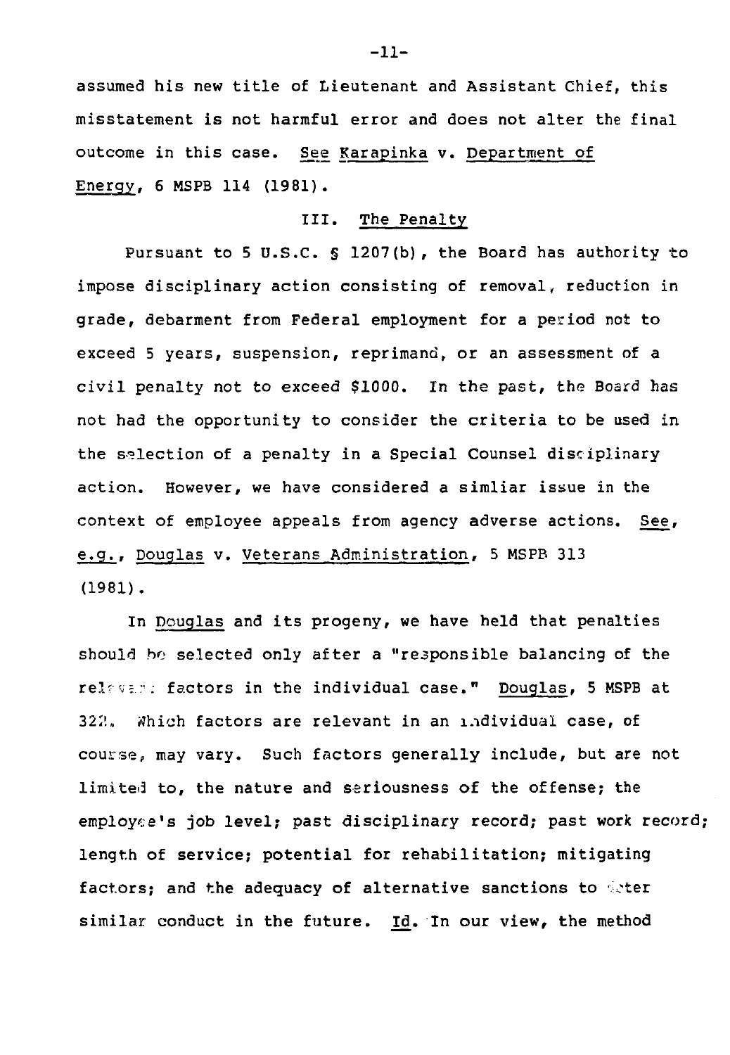assumed his new title of Lieutenant and Assistant Chief, this misstatement is not harmful error and does not alter the final outcome in this case. See Karapinka v. Department of Energy, 6 MSPB 114 (1981).

## III. The Penalty

Pursuant to 5 U.S.C. § 1207(b), the Board has authority to impose disciplinary action consisting of removal, reduction in grade, debarment from Federal employment for a period not to exceed 5 years, suspension, reprimand, or an assessment of a civil penalty not to exceed $1000. In the past, the Board has not had the opportunity to consider the criteria to be used in the selection of a penalty in a Special Counsel disciplinary action. However, we have considered a simliar issue in the context of employee appeals from agency adverse actions. See, e.g., Douglas v. Veterans Administration, 5 MSPB 313 (1981).

In Douglas and its progeny, we have held that penalties should be selected only after a "responsible balancing of the relevant factors in the individual case." Douglas, 5 MSPB at 322. Which factors are relevant in an individual case, of course, may vary. Such factors generally include, but are not limited to, the nature and seriousness of the offense; the employee's job level; past disciplinary record; past work record; length of service; potential for rehabilitation; mitigating factors; and the adequacy of alternative sanctions to deter similar conduct in the future. Id. In our view, the method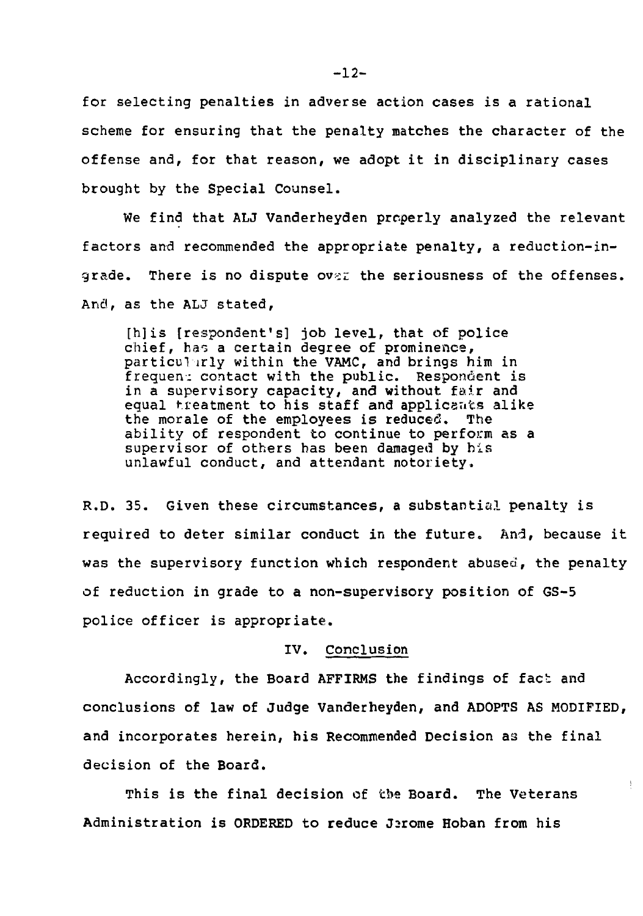for selecting penalties in adverse action cases is a rational scheme for ensuring that the penalty matches the character of the offense and, for that reason, we adopt it in disciplinary cases brought by the Special Counsel.

We find that ALJ Vanderheyden properly analyzed the relevant factors and recommended the appropriate penalty, a reduction-in-grade. There is no dispute over the seriousness of the offenses. And, as the ALJ stated,

> [h]is [respondent's] job level, that of police chief, has a certain degree of prominence, particularly within the VAMC, and brings him in frequent contact with the public. Respondent is in a supervisory capacity, and without fair and equal treatment to his staff and applicants alike the morale of the employees is reduced. The ability of respondent to continue to perform as a supervisor of others has been damaged by his unlawful conduct, and attendant notoriety.

R.D. 35. Given these circumstances, a substantial penalty is required to deter similar conduct in the future. And, because it was the supervisory function which respondent abused, the penalty of reduction in grade to a non-supervisory position of GS-5 police officer is appropriate.

## IV. Conclusion

Accordingly, the Board AFFIRMS the findings of fact and conclusions of law of Judge Vanderheyden, and ADOPTS AS MODIFIED, and incorporates herein, his Recommended Decision as the final decision of the Board.

This is the final decision of the Board. The Veterans Administration is ORDERED to reduce Jerome Hoban from his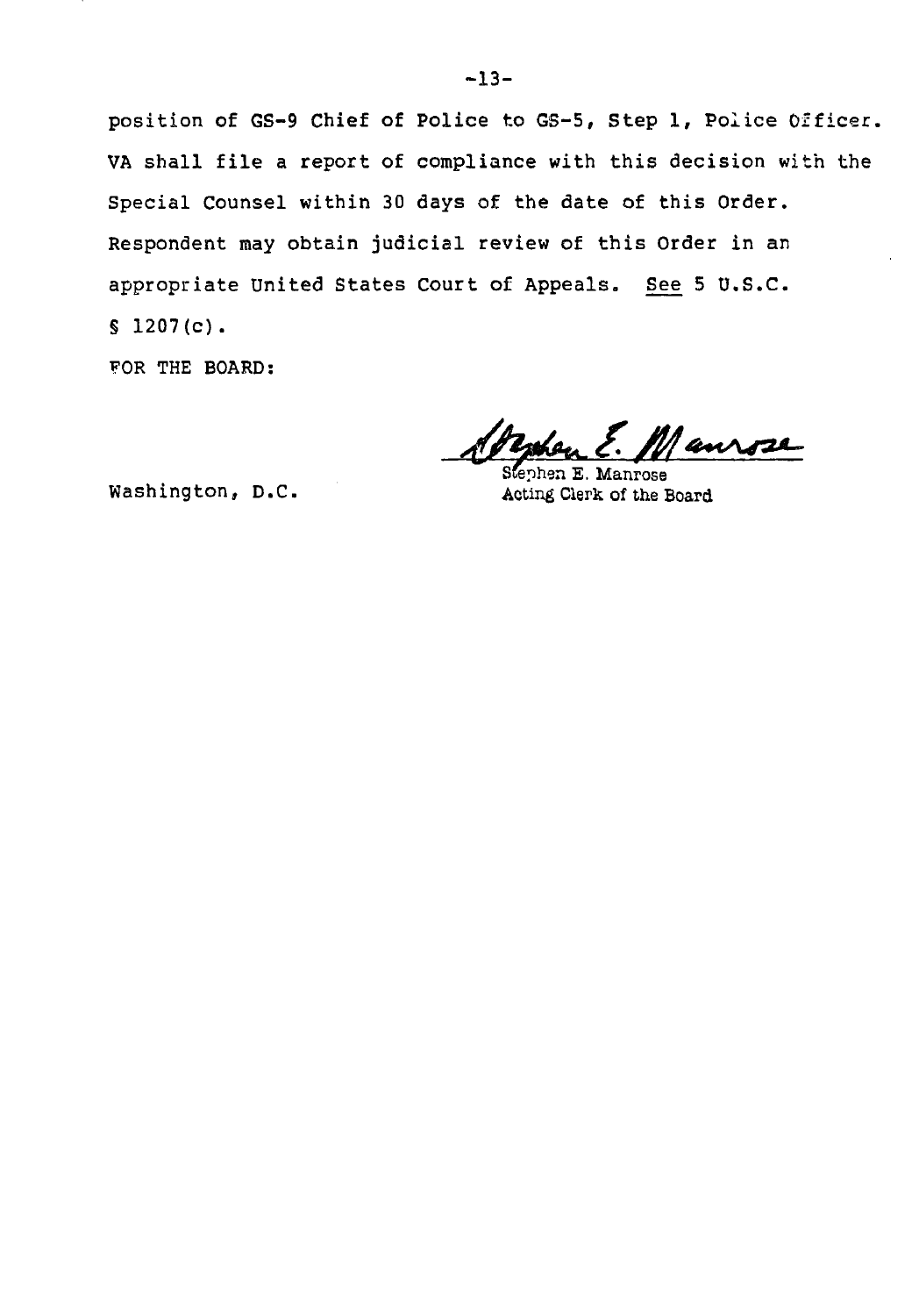position of GS-9 Chief of Police to GS-5, Step 1, Police Officer. VA shall file a report of compliance with this decision with the Special Counsel within 30 days of the date of this Order. Respondent may obtain judicial review of this Order in an appropriate United States Court of Appeals. See 5 U.S.C. § 1207(c).

FOR THE BOARD:

Stephen E. Manrose
Acting Clerk of the Board

Washington, D.C.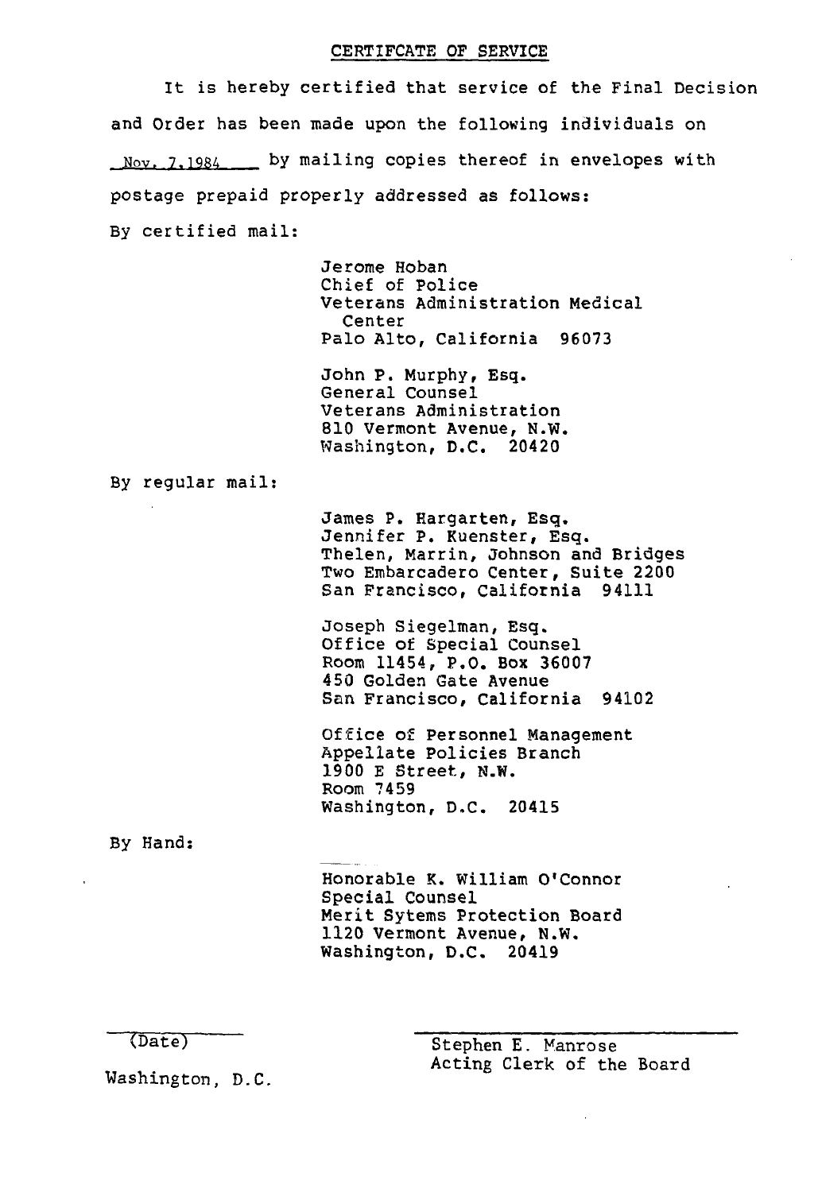## CERTIFCATE OF SERVICE

It is hereby certified that service of the Final Decision and Order has been made upon the following individuals on Nov. 7, 1984 by mailing copies thereof in envelopes with postage prepaid properly addressed as follows:

By certified mail:

Jerome Hoban
Chief of Police
Veterans Administration Medical Center
Palo Alto, California 96073

John P. Murphy, Esq.
General Counsel
Veterans Administration
810 Vermont Avenue, N.W.
Washington, D.C. 20420

By regular mail:

James P. Hargarten, Esq.
Jennifer P. Kuenster, Esq.
Thelen, Marrin, Johnson and Bridges
Two Embarcadero Center, Suite 2200
San Francisco, California 94111

Joseph Siegelman, Esq.
Office of Special Counsel
Room 11454, P.O. Box 36007
450 Golden Gate Avenue
San Francisco, California 94102

Office of Personnel Management
Appellate Policies Branch
1900 E Street, N.W.
Room 7459
Washington, D.C. 20415

By Hand:

Honorable K. William O'Connor
Special Counsel
Merit Sytems Protection Board
1120 Vermont Avenue, N.W.
Washington, D.C. 20419

(Date)

Washington, D.C.

Stephen E. Manrose
Acting Clerk of the Board